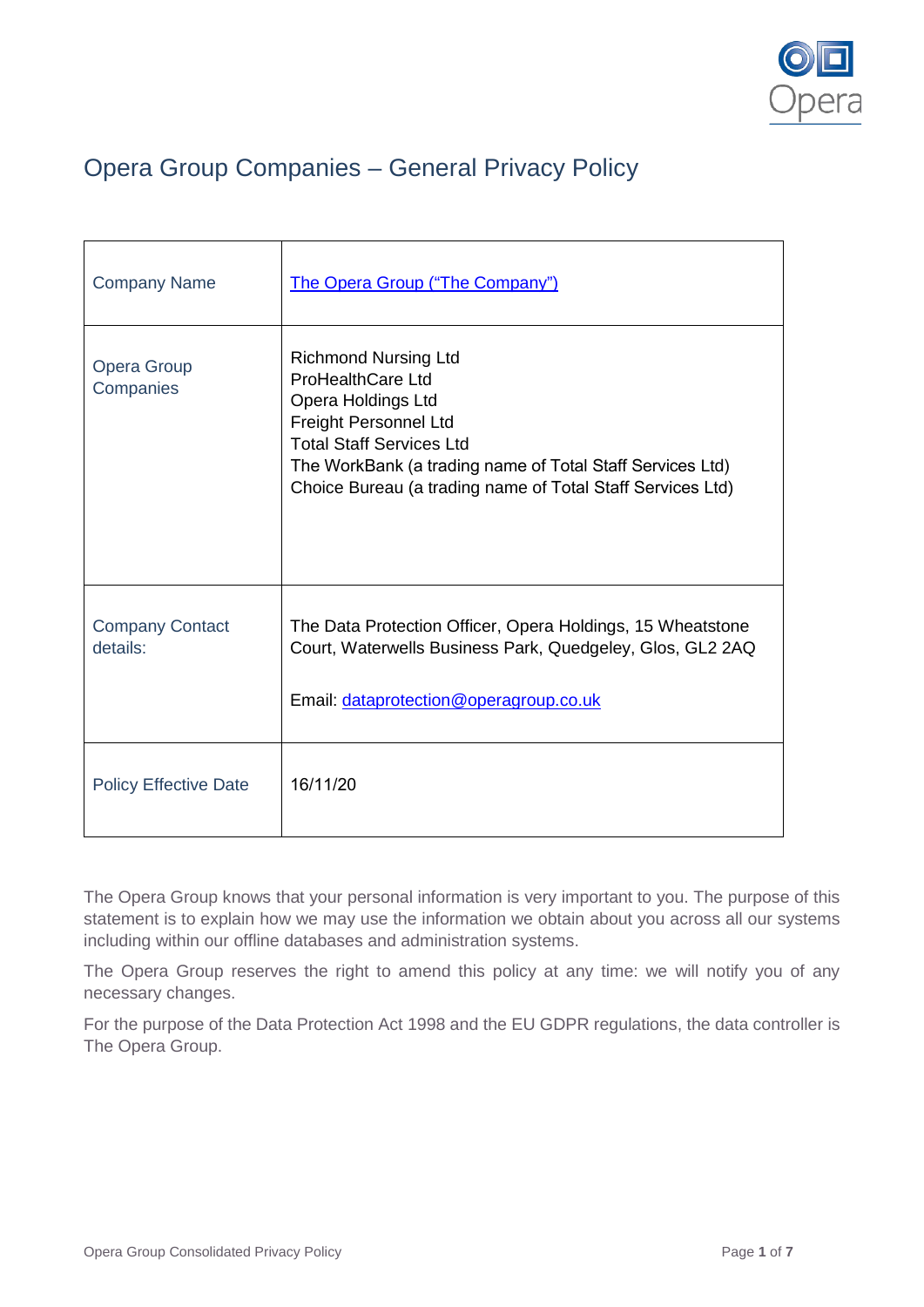# Opera Group Companies – General Privacy Policy

| Company Name | The Opera Group ("The Company") |
|---|---|
| Opera Group Companies | Richmond Nursing Ltd<br>ProHealthCare Ltd<br>Opera Holdings Ltd<br>Freight Personnel Ltd<br>Total Staff Services Ltd<br>The WorkBank (a trading name of Total Staff Services Ltd)<br>Choice Bureau (a trading name of Total Staff Services Ltd) |
| Company Contact details: | The Data Protection Officer, Opera Holdings, 15 Wheatstone Court, Waterwells Business Park, Quedgeley, Glos, GL2 2AQ<br><br>Email: dataprotection@operagroup.co.uk |
| Policy Effective Date | 16/11/20 |

The Opera Group knows that your personal information is very important to you. The purpose of this statement is to explain how we may use the information we obtain about you across all our systems including within our offline databases and administration systems.

The Opera Group reserves the right to amend this policy at any time: we will notify you of any necessary changes.

For the purpose of the Data Protection Act 1998 and the EU GDPR regulations, the data controller is The Opera Group.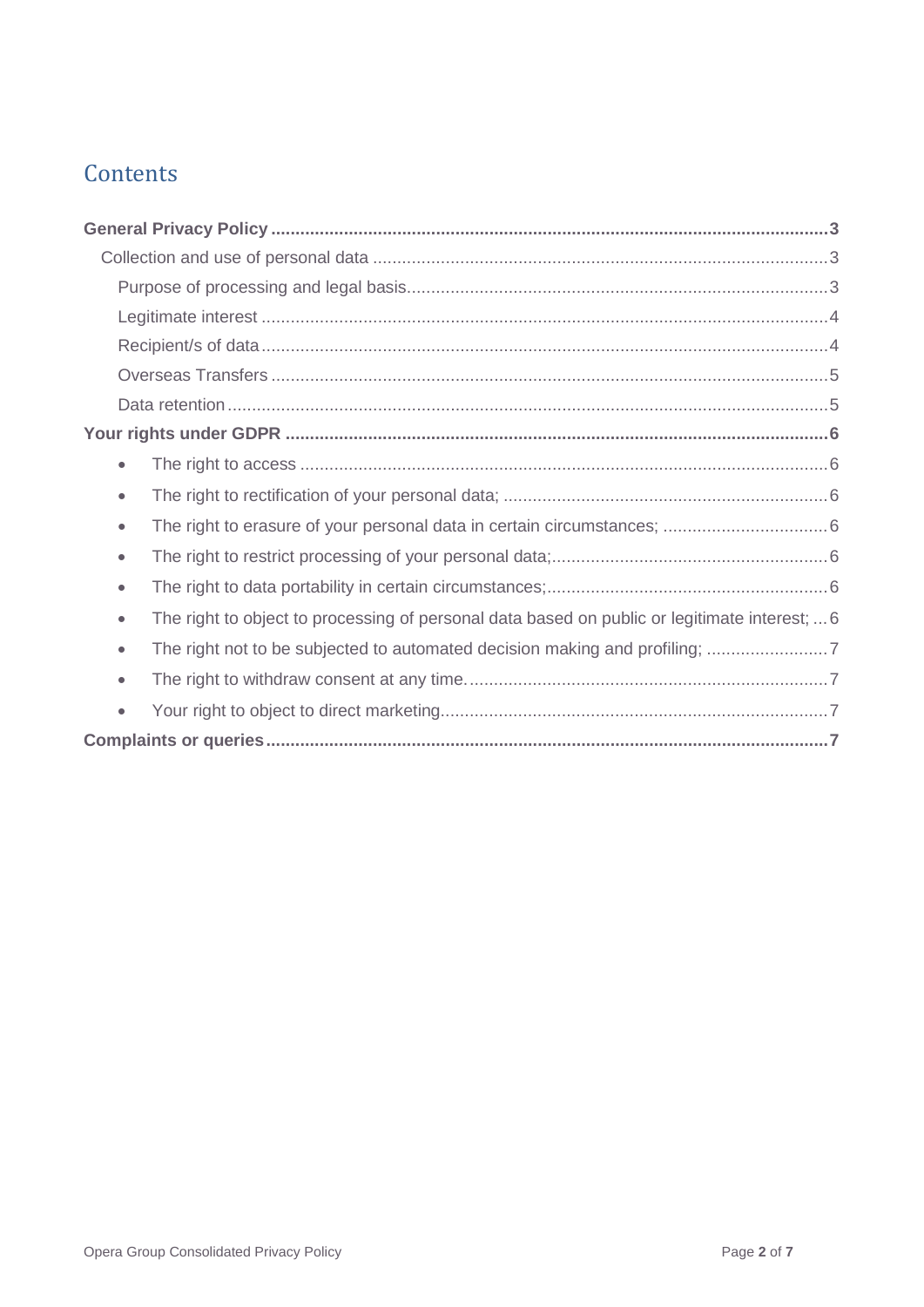# Contents

**General Privacy Policy** ..... **3**

- Collection and use of personal data ..... 3
  - Purpose of processing and legal basis ..... 3
  - Legitimate interest ..... 4
  - Recipient/s of data ..... 4
  - Overseas Transfers ..... 5
  - Data retention ..... 5

**Your rights under GDPR** ..... **6**

- The right to access ..... 6
- The right to rectification of your personal data; ..... 6
- The right to erasure of your personal data in certain circumstances; ..... 6
- The right to restrict processing of your personal data; ..... 6
- The right to data portability in certain circumstances; ..... 6
- The right to object to processing of personal data based on public or legitimate interest; ..... 6
- The right not to be subjected to automated decision making and profiling; ..... 7
- The right to withdraw consent at any time. ..... 7
- Your right to object to direct marketing ..... 7

**Complaints or queries** ..... **7**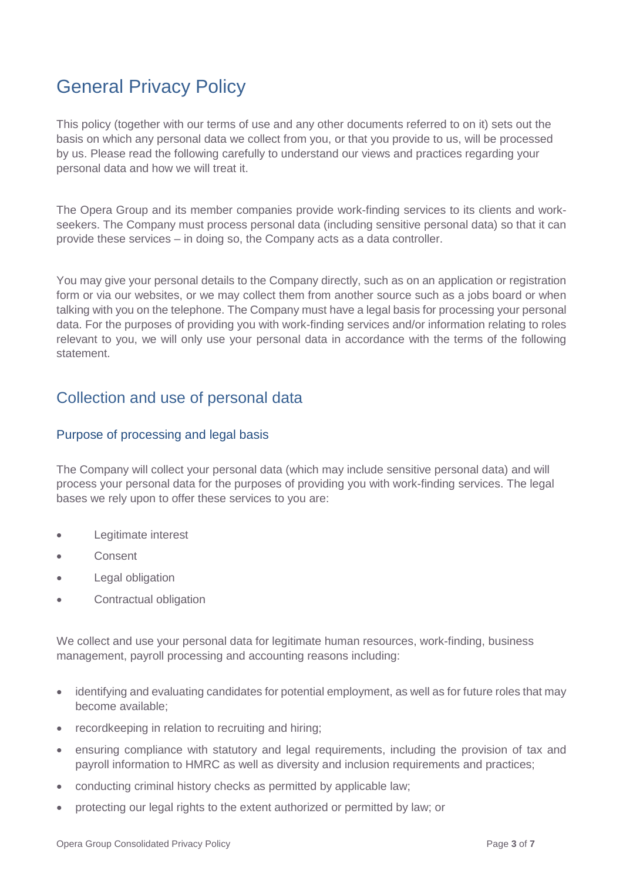# General Privacy Policy

This policy (together with our terms of use and any other documents referred to on it) sets out the basis on which any personal data we collect from you, or that you provide to us, will be processed by us. Please read the following carefully to understand our views and practices regarding your personal data and how we will treat it.

The Opera Group and its member companies provide work-finding services to its clients and work-seekers. The Company must process personal data (including sensitive personal data) so that it can provide these services – in doing so, the Company acts as a data controller.

You may give your personal details to the Company directly, such as on an application or registration form or via our websites, or we may collect them from another source such as a jobs board or when talking with you on the telephone. The Company must have a legal basis for processing your personal data. For the purposes of providing you with work-finding services and/or information relating to roles relevant to you, we will only use your personal data in accordance with the terms of the following statement.

## Collection and use of personal data

### Purpose of processing and legal basis

The Company will collect your personal data (which may include sensitive personal data) and will process your personal data for the purposes of providing you with work-finding services. The legal bases we rely upon to offer these services to you are:

- Legitimate interest
- Consent
- Legal obligation
- Contractual obligation

We collect and use your personal data for legitimate human resources, work-finding, business management, payroll processing and accounting reasons including:

- identifying and evaluating candidates for potential employment, as well as for future roles that may become available;
- recordkeeping in relation to recruiting and hiring;
- ensuring compliance with statutory and legal requirements, including the provision of tax and payroll information to HMRC as well as diversity and inclusion requirements and practices;
- conducting criminal history checks as permitted by applicable law;
- protecting our legal rights to the extent authorized or permitted by law; or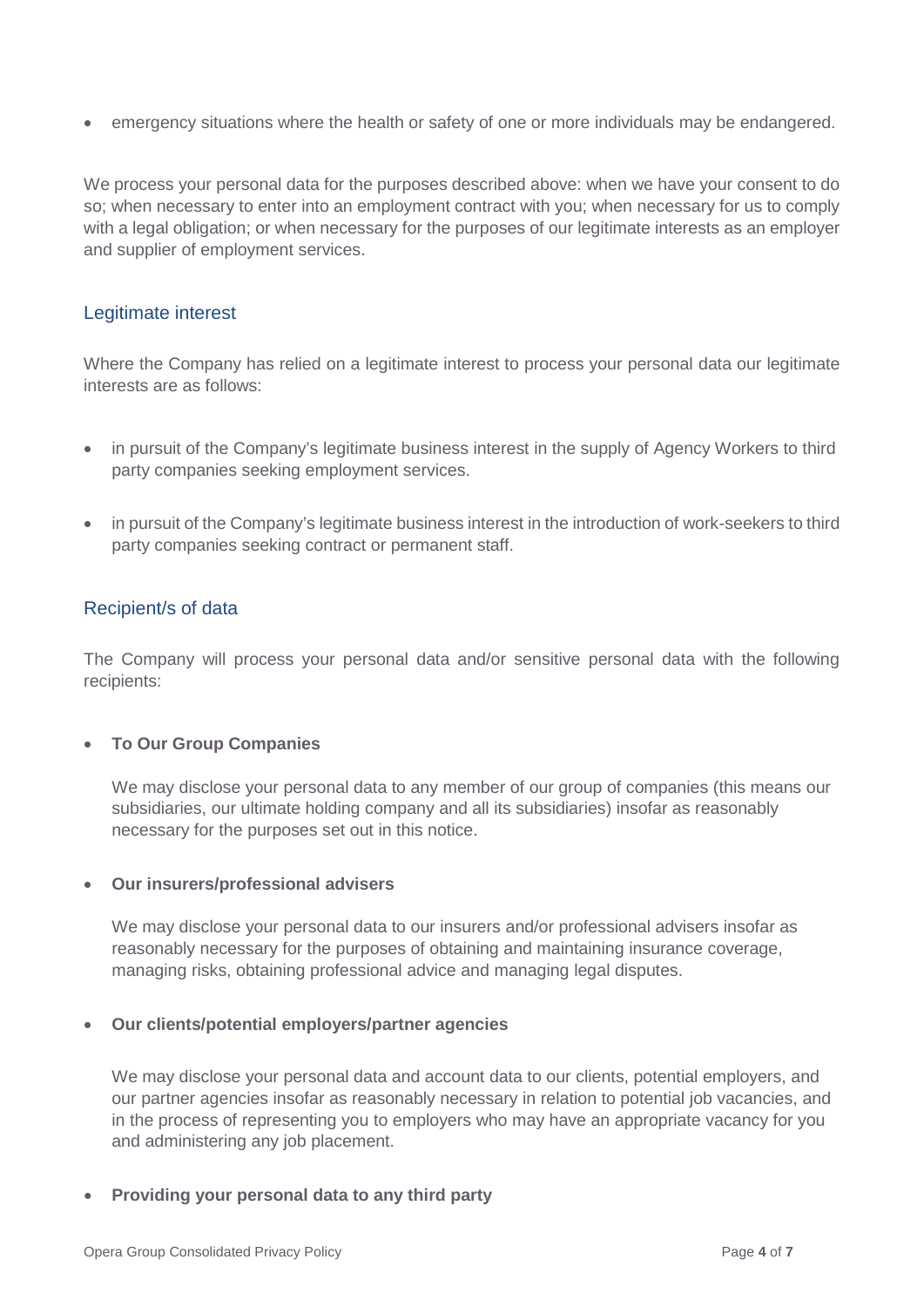- emergency situations where the health or safety of one or more individuals may be endangered.

We process your personal data for the purposes described above: when we have your consent to do so; when necessary to enter into an employment contract with you; when necessary for us to comply with a legal obligation; or when necessary for the purposes of our legitimate interests as an employer and supplier of employment services.

## Legitimate interest

Where the Company has relied on a legitimate interest to process your personal data our legitimate interests are as follows:

- in pursuit of the Company's legitimate business interest in the supply of Agency Workers to third party companies seeking employment services.
- in pursuit of the Company's legitimate business interest in the introduction of work-seekers to third party companies seeking contract or permanent staff.

## Recipient/s of data

The Company will process your personal data and/or sensitive personal data with the following recipients:

- **To Our Group Companies**

  We may disclose your personal data to any member of our group of companies (this means our subsidiaries, our ultimate holding company and all its subsidiaries) insofar as reasonably necessary for the purposes set out in this notice.

- **Our insurers/professional advisers**

  We may disclose your personal data to our insurers and/or professional advisers insofar as reasonably necessary for the purposes of obtaining and maintaining insurance coverage, managing risks, obtaining professional advice and managing legal disputes.

- **Our clients/potential employers/partner agencies**

  We may disclose your personal data and account data to our clients, potential employers, and our partner agencies insofar as reasonably necessary in relation to potential job vacancies, and in the process of representing you to employers who may have an appropriate vacancy for you and administering any job placement.

- **Providing your personal data to any third party**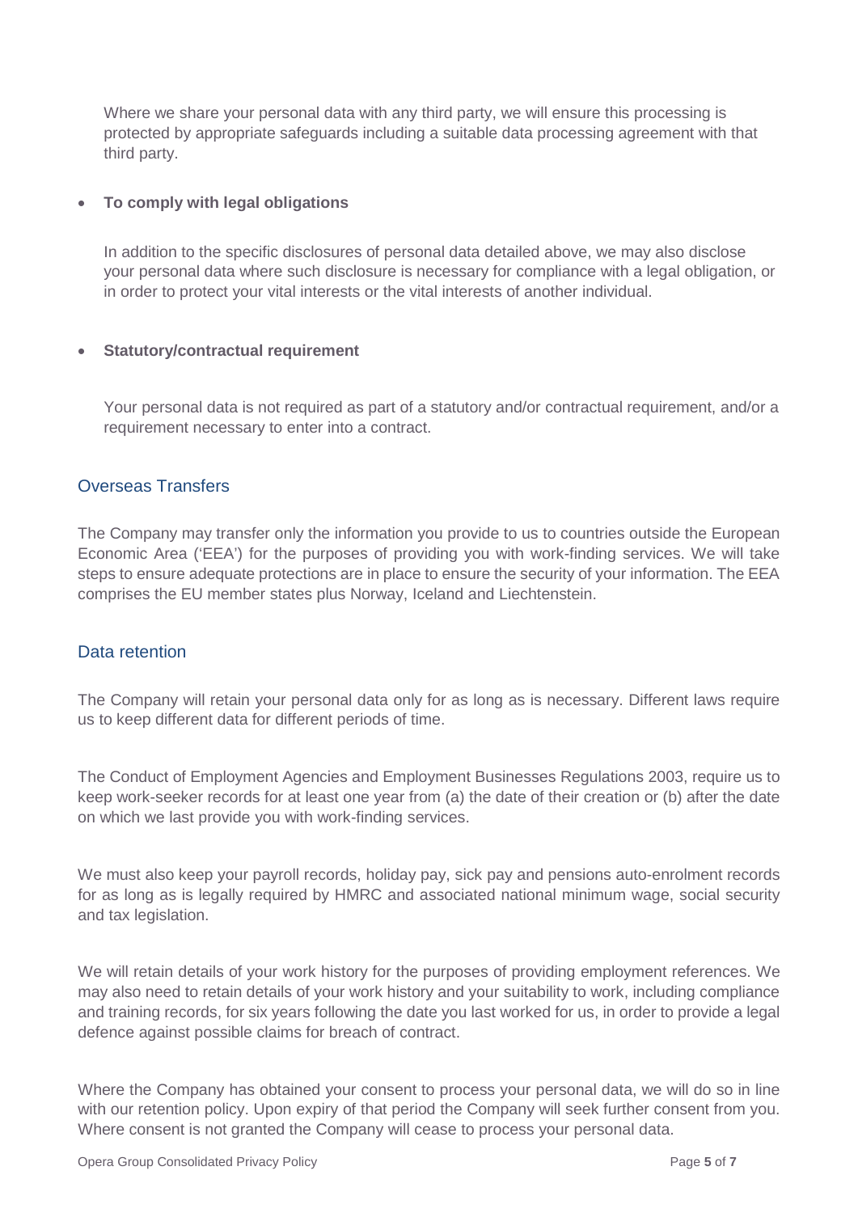Where we share your personal data with any third party, we will ensure this processing is protected by appropriate safeguards including a suitable data processing agreement with that third party.

- **To comply with legal obligations**

  In addition to the specific disclosures of personal data detailed above, we may also disclose your personal data where such disclosure is necessary for compliance with a legal obligation, or in order to protect your vital interests or the vital interests of another individual.

- **Statutory/contractual requirement**

  Your personal data is not required as part of a statutory and/or contractual requirement, and/or a requirement necessary to enter into a contract.

## Overseas Transfers

The Company may transfer only the information you provide to us to countries outside the European Economic Area ('EEA') for the purposes of providing you with work-finding services. We will take steps to ensure adequate protections are in place to ensure the security of your information. The EEA comprises the EU member states plus Norway, Iceland and Liechtenstein.

## Data retention

The Company will retain your personal data only for as long as is necessary. Different laws require us to keep different data for different periods of time.

The Conduct of Employment Agencies and Employment Businesses Regulations 2003, require us to keep work-seeker records for at least one year from (a) the date of their creation or (b) after the date on which we last provide you with work-finding services.

We must also keep your payroll records, holiday pay, sick pay and pensions auto-enrolment records for as long as is legally required by HMRC and associated national minimum wage, social security and tax legislation.

We will retain details of your work history for the purposes of providing employment references. We may also need to retain details of your work history and your suitability to work, including compliance and training records, for six years following the date you last worked for us, in order to provide a legal defence against possible claims for breach of contract.

Where the Company has obtained your consent to process your personal data, we will do so in line with our retention policy. Upon expiry of that period the Company will seek further consent from you. Where consent is not granted the Company will cease to process your personal data.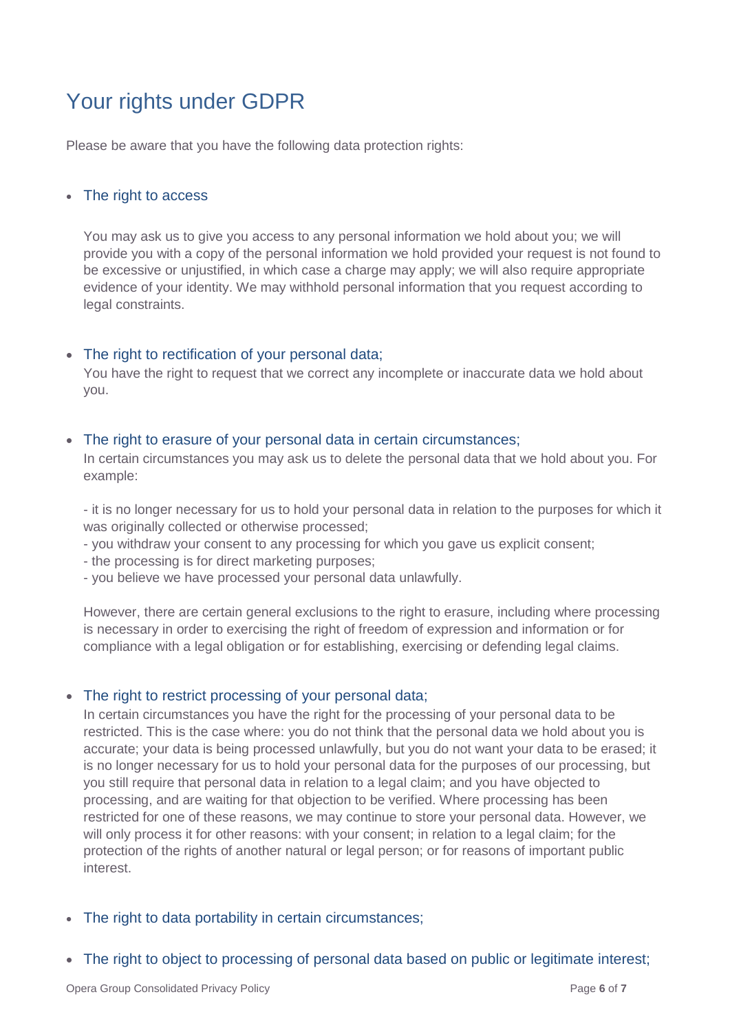# Your rights under GDPR

Please be aware that you have the following data protection rights:

- The right to access

  You may ask us to give you access to any personal information we hold about you; we will provide you with a copy of the personal information we hold provided your request is not found to be excessive or unjustified, in which case a charge may apply; we will also require appropriate evidence of your identity. We may withhold personal information that you request according to legal constraints.

- The right to rectification of your personal data;

  You have the right to request that we correct any incomplete or inaccurate data we hold about you.

- The right to erasure of your personal data in certain circumstances;

  In certain circumstances you may ask us to delete the personal data that we hold about you. For example:

  - it is no longer necessary for us to hold your personal data in relation to the purposes for which it was originally collected or otherwise processed;
  - you withdraw your consent to any processing for which you gave us explicit consent;
  - the processing is for direct marketing purposes;
  - you believe we have processed your personal data unlawfully.

  However, there are certain general exclusions to the right to erasure, including where processing is necessary in order to exercising the right of freedom of expression and information or for compliance with a legal obligation or for establishing, exercising or defending legal claims.

- The right to restrict processing of your personal data;

  In certain circumstances you have the right for the processing of your personal data to be restricted. This is the case where: you do not think that the personal data we hold about you is accurate; your data is being processed unlawfully, but you do not want your data to be erased; it is no longer necessary for us to hold your personal data for the purposes of our processing, but you still require that personal data in relation to a legal claim; and you have objected to processing, and are waiting for that objection to be verified. Where processing has been restricted for one of these reasons, we may continue to store your personal data. However, we will only process it for other reasons: with your consent; in relation to a legal claim; for the protection of the rights of another natural or legal person; or for reasons of important public interest.

- The right to data portability in certain circumstances;

- The right to object to processing of personal data based on public or legitimate interest;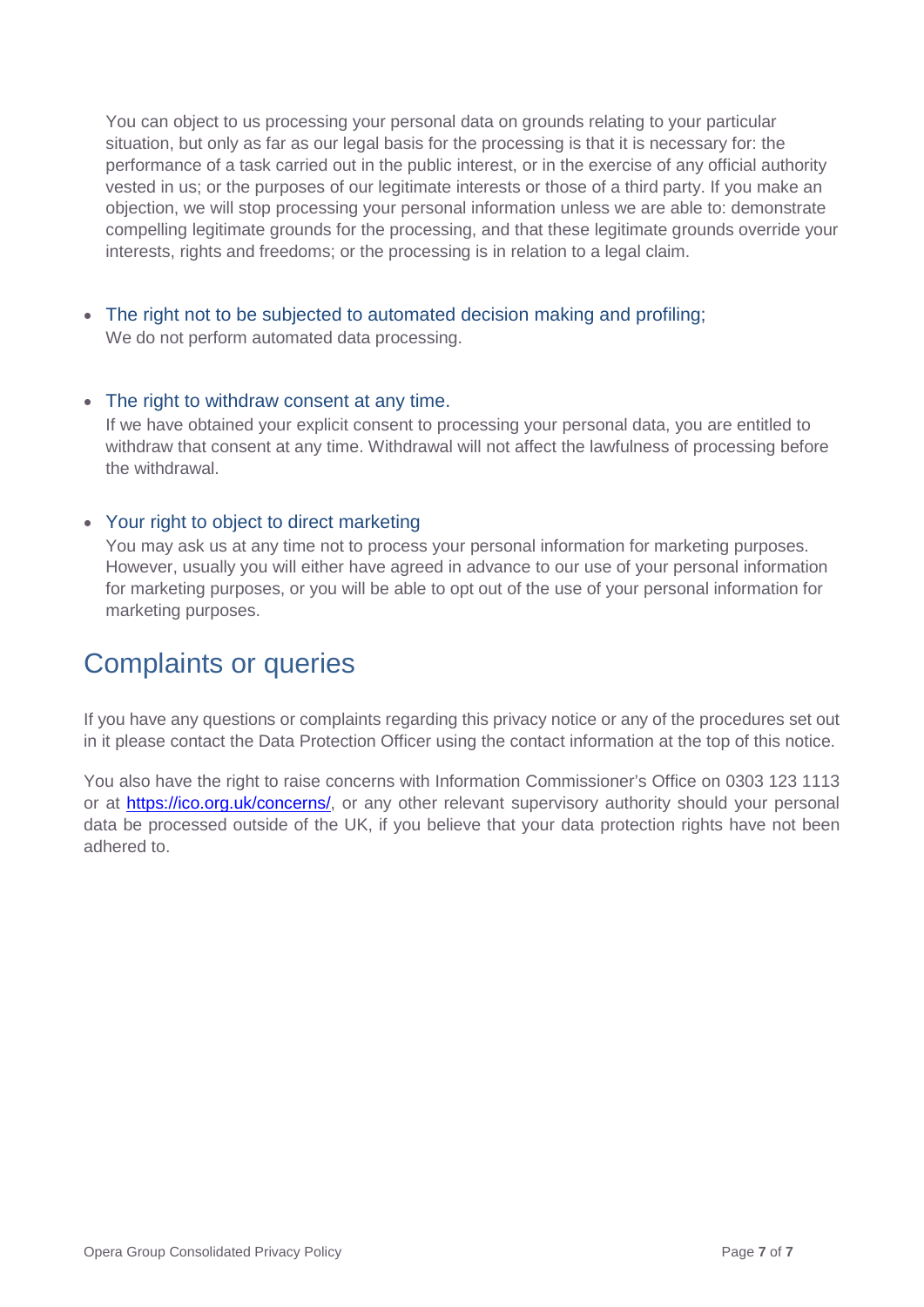You can object to us processing your personal data on grounds relating to your particular situation, but only as far as our legal basis for the processing is that it is necessary for: the performance of a task carried out in the public interest, or in the exercise of any official authority vested in us; or the purposes of our legitimate interests or those of a third party. If you make an objection, we will stop processing your personal information unless we are able to: demonstrate compelling legitimate grounds for the processing, and that these legitimate grounds override your interests, rights and freedoms; or the processing is in relation to a legal claim.

- The right not to be subjected to automated decision making and profiling;
  We do not perform automated data processing.

- The right to withdraw consent at any time.
  If we have obtained your explicit consent to processing your personal data, you are entitled to withdraw that consent at any time. Withdrawal will not affect the lawfulness of processing before the withdrawal.

- Your right to object to direct marketing
  You may ask us at any time not to process your personal information for marketing purposes. However, usually you will either have agreed in advance to our use of your personal information for marketing purposes, or you will be able to opt out of the use of your personal information for marketing purposes.

## Complaints or queries

If you have any questions or complaints regarding this privacy notice or any of the procedures set out in it please contact the Data Protection Officer using the contact information at the top of this notice.

You also have the right to raise concerns with Information Commissioner's Office on 0303 123 1113 or at https://ico.org.uk/concerns/, or any other relevant supervisory authority should your personal data be processed outside of the UK, if you believe that your data protection rights have not been adhered to.